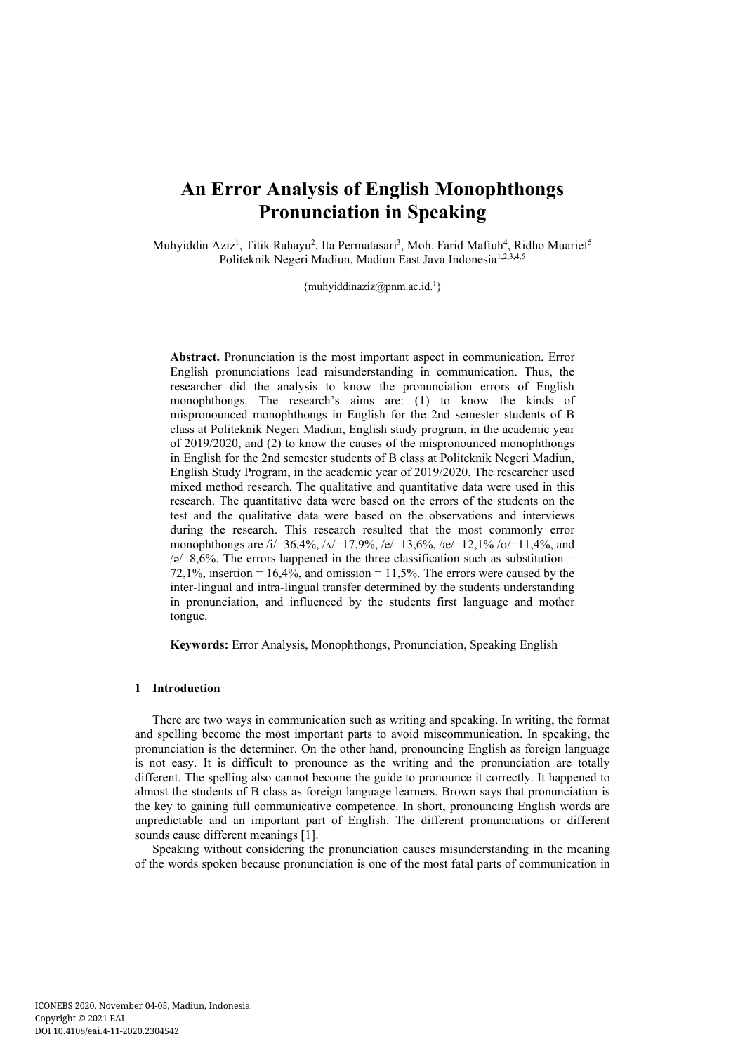# An Error Analysis of English Monophthongs Pronunciation in Speaking

Muhyiddin Aziz[1], Titik Rahayu[2], Ita Permatasari[3], Moh. Farid Maftuh[4], Ridho Muarief[5]
Politeknik Negeri Madiun, Madiun East Java Indonesia[1,2,3,4,5]

{muhyiddinaziz@pnm.ac.id.[1]}

**Abstract.** Pronunciation is the most important aspect in communication. Error English pronunciations lead misunderstanding in communication. Thus, the researcher did the analysis to know the pronunciation errors of English monophthongs. The research's aims are: (1) to know the kinds of mispronounced monophthongs in English for the 2nd semester students of B class at Politeknik Negeri Madiun, English study program, in the academic year of 2019/2020, and (2) to know the causes of the mispronounced monophthongs in English for the 2nd semester students of B class at Politeknik Negeri Madiun, English Study Program, in the academic year of 2019/2020. The researcher used mixed method research. The qualitative and quantitative data were used in this research. The quantitative data were based on the errors of the students on the test and the qualitative data were based on the observations and interviews during the research. This research resulted that the most commonly error monophthongs are /i/=36,4%, /ʌ/=17,9%, /e/=13,6%, /æ/=12,1% /ʊ/=11,4%, and /ə/=8,6%. The errors happened in the three classification such as substitution = 72,1%, insertion = 16,4%, and omission = 11,5%. The errors were caused by the inter-lingual and intra-lingual transfer determined by the students understanding in pronunciation, and influenced by the students first language and mother tongue.

**Keywords:** Error Analysis, Monophthongs, Pronunciation, Speaking English

## 1 Introduction

There are two ways in communication such as writing and speaking. In writing, the format and spelling become the most important parts to avoid miscommunication. In speaking, the pronunciation is the determiner. On the other hand, pronouncing English as foreign language is not easy. It is difficult to pronounce as the writing and the pronunciation are totally different. The spelling also cannot become the guide to pronounce it correctly. It happened to almost the students of B class as foreign language learners. Brown says that pronunciation is the key to gaining full communicative competence. In short, pronouncing English words are unpredictable and an important part of English. The different pronunciations or different sounds cause different meanings [1].

Speaking without considering the pronunciation causes misunderstanding in the meaning of the words spoken because pronunciation is one of the most fatal parts of communication in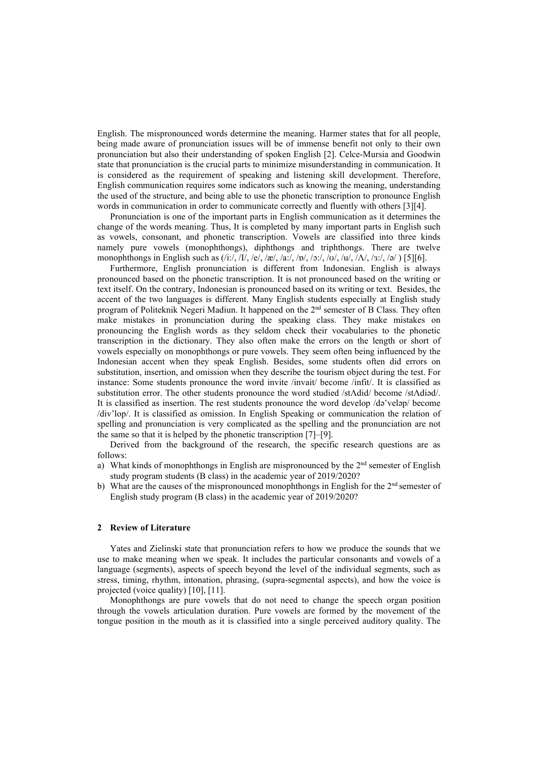English. The mispronounced words determine the meaning. Harmer states that for all people, being made aware of pronunciation issues will be of immense benefit not only to their own pronunciation but also their understanding of spoken English [2]. Celce-Mursia and Goodwin state that pronunciation is the crucial parts to minimize misunderstanding in communication. It is considered as the requirement of speaking and listening skill development. Therefore, English communication requires some indicators such as knowing the meaning, understanding the used of the structure, and being able to use the phonetic transcription to pronounce English words in communication in order to communicate correctly and fluently with others [3][4].

Pronunciation is one of the important parts in English communication as it determines the change of the words meaning. Thus, It is completed by many important parts in English such as vowels, consonant, and phonetic transcription. Vowels are classified into three kinds namely pure vowels (monophthongs), diphthongs and triphthongs. There are twelve monophthongs in English such as (/iː/, /I/, /e/, /æ/, /aː/, /ɒ/, /ɔː/, /ʊ/, /u/, /Λ/, /ɜː/, /ə/ ) [5][6].

Furthermore, English pronunciation is different from Indonesian. English is always pronounced based on the phonetic transcription. It is not pronounced based on the writing or text itself. On the contrary, Indonesian is pronounced based on its writing or text. Besides, the accent of the two languages is different. Many English students especially at English study program of Politeknik Negeri Madiun. It happened on the 2nd semester of B Class. They often make mistakes in pronunciation during the speaking class. They make mistakes on pronouncing the English words as they seldom check their vocabularies to the phonetic transcription in the dictionary. They also often make the errors on the length or short of vowels especially on monophthongs or pure vowels. They seem often being influenced by the Indonesian accent when they speak English. Besides, some students often did errors on substitution, insertion, and omission when they describe the tourism object during the test. For instance: Some students pronounce the word invite /invait/ become /infit/. It is classified as substitution error. The other students pronounce the word studied /stΛdid/ become /stΛdiəd/. It is classified as insertion. The rest students pronounce the word develop /də'veləp/ become /div'lop/. It is classified as omission. In English Speaking or communication the relation of spelling and pronunciation is very complicated as the spelling and the pronunciation are not the same so that it is helped by the phonetic transcription [7]–[9].

Derived from the background of the research, the specific research questions are as follows:

a) What kinds of monophthongs in English are mispronounced by the 2nd semester of English study program students (B class) in the academic year of 2019/2020?
b) What are the causes of the mispronounced monophthongs in English for the 2nd semester of English study program (B class) in the academic year of 2019/2020?

## 2 Review of Literature

Yates and Zielinski state that pronunciation refers to how we produce the sounds that we use to make meaning when we speak. It includes the particular consonants and vowels of a language (segments), aspects of speech beyond the level of the individual segments, such as stress, timing, rhythm, intonation, phrasing, (supra-segmental aspects), and how the voice is projected (voice quality) [10], [11].

Monophthongs are pure vowels that do not need to change the speech organ position through the vowels articulation duration. Pure vowels are formed by the movement of the tongue position in the mouth as it is classified into a single perceived auditory quality. The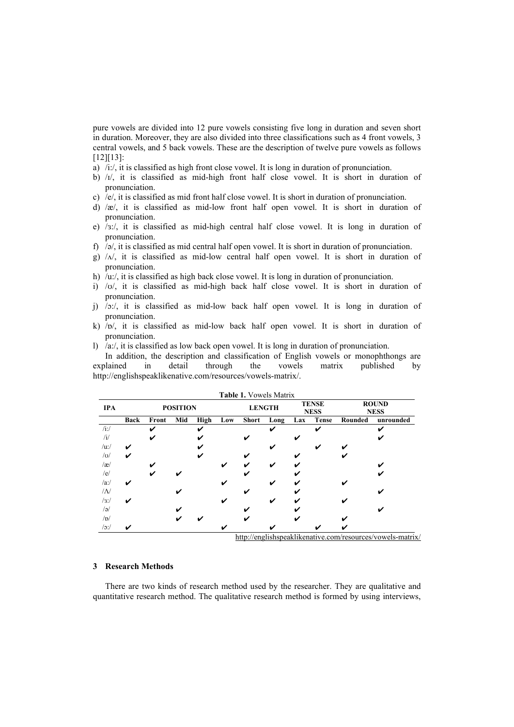pure vowels are divided into 12 pure vowels consisting five long in duration and seven short in duration. Moreover, they are also divided into three classifications such as 4 front vowels, 3 central vowels, and 5 back vowels. These are the description of twelve pure vowels as follows [12][13]:

a) /iː/, it is classified as high front close vowel. It is long in duration of pronunciation.
b) /ɪ/, it is classified as mid-high front half close vowel. It is short in duration of pronunciation.
c) /e/, it is classified as mid front half close vowel. It is short in duration of pronunciation.
d) /æ/, it is classified as mid-low front half open vowel. It is short in duration of pronunciation.
e) /ɜː/, it is classified as mid-high central half close vowel. It is long in duration of pronunciation.
f) /ə/, it is classified as mid central half open vowel. It is short in duration of pronunciation.
g) /ʌ/, it is classified as mid-low central half open vowel. It is short in duration of pronunciation.
h) /uː/, it is classified as high back close vowel. It is long in duration of pronunciation.
i) /ʊ/, it is classified as mid-high back half close vowel. It is short in duration of pronunciation.
j) /ɔː/, it is classified as mid-low back half open vowel. It is long in duration of pronunciation.
k) /ɒ/, it is classified as mid-low back half open vowel. It is short in duration of pronunciation.
l) /aː/, it is classified as low back open vowel. It is long in duration of pronunciation.

In addition, the description and classification of English vowels or monophthongs are explained in detail through the vowels matrix published by http://englishspeaklikenative.com/resources/vowels-matrix/.

**Table 1.** Vowels Matrix

| IPA | POSITION | | | | | LENGTH | | TENSENESS | | ROUNDNESS | |
|---|---|---|---|---|---|---|---|---|---|---|---|
| | **Back** | **Front** | **Mid** | **High** | **Low** | **Short** | **Long** | **Lax** | **Tense** | **Rounded** | **unrounded** |
| /iː/ | | ✔ | | ✔ | | | ✔ | | ✔ | | ✔ |
| /i/ | | ✔ | | ✔ | | ✔ | | ✔ | | | ✔ |
| /uː/ | ✔ | | | ✔ | | | ✔ | | ✔ | ✔ | |
| /ʊ/ | ✔ | | | ✔ | | ✔ | | ✔ | | ✔ | |
| /æ/ | | ✔ | | | ✔ | ✔ | ✔ | ✔ | | | ✔ |
| /e/ | | ✔ | ✔ | | | ✔ | | ✔ | | | ✔ |
| /aː/ | ✔ | | | | ✔ | | ✔ | ✔ | | ✔ | |
| /Λ/ | | | ✔ | | | ✔ | | ✔ | | | ✔ |
| /ɜː/ | ✔ | | | | ✔ | | ✔ | ✔ | | ✔ | |
| /ə/ | | | ✔ | | | ✔ | | ✔ | | | ✔ |
| /ɒ/ | | | ✔ | ✔ | | ✔ | | ✔ | | ✔ | |
| /ɔː/ | ✔ | | | | ✔ | | ✔ | | ✔ | ✔ | |

http://englishspeaklikenative.com/resources/vowels-matrix/

## 3 Research Methods

There are two kinds of research method used by the researcher. They are qualitative and quantitative research method. The qualitative research method is formed by using interviews,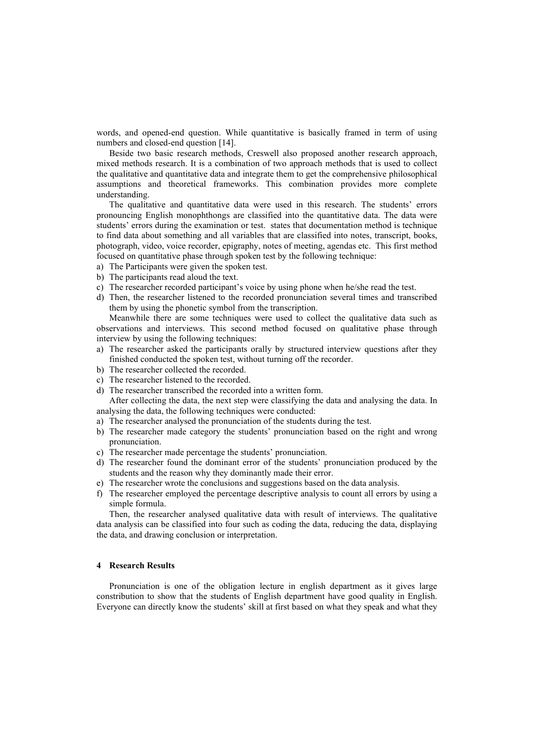words, and opened-end question. While quantitative is basically framed in term of using numbers and closed-end question [14].

Beside two basic research methods, Creswell also proposed another research approach, mixed methods research. It is a combination of two approach methods that is used to collect the qualitative and quantitative data and integrate them to get the comprehensive philosophical assumptions and theoretical frameworks. This combination provides more complete understanding.

The qualitative and quantitative data were used in this research. The students' errors pronouncing English monophthongs are classified into the quantitative data. The data were students' errors during the examination or test. states that documentation method is technique to find data about something and all variables that are classified into notes, transcript, books, photograph, video, voice recorder, epigraphy, notes of meeting, agendas etc. This first method focused on quantitative phase through spoken test by the following technique:

a) The Participants were given the spoken test.
b) The participants read aloud the text.
c) The researcher recorded participant's voice by using phone when he/she read the test.
d) Then, the researcher listened to the recorded pronunciation several times and transcribed them by using the phonetic symbol from the transcription.

Meanwhile there are some techniques were used to collect the qualitative data such as observations and interviews. This second method focused on qualitative phase through interview by using the following techniques:

a) The researcher asked the participants orally by structured interview questions after they finished conducted the spoken test, without turning off the recorder.
b) The researcher collected the recorded.
c) The researcher listened to the recorded.
d) The researcher transcribed the recorded into a written form.

After collecting the data, the next step were classifying the data and analysing the data. In analysing the data, the following techniques were conducted:

a) The researcher analysed the pronunciation of the students during the test.
b) The researcher made category the students' pronunciation based on the right and wrong pronunciation.
c) The researcher made percentage the students' pronunciation.
d) The researcher found the dominant error of the students' pronunciation produced by the students and the reason why they dominantly made their error.
e) The researcher wrote the conclusions and suggestions based on the data analysis.
f) The researcher employed the percentage descriptive analysis to count all errors by using a simple formula.

Then, the researcher analysed qualitative data with result of interviews. The qualitative data analysis can be classified into four such as coding the data, reducing the data, displaying the data, and drawing conclusion or interpretation.

## 4 Research Results

Pronunciation is one of the obligation lecture in english department as it gives large constribution to show that the students of English department have good quality in English. Everyone can directly know the students' skill at first based on what they speak and what they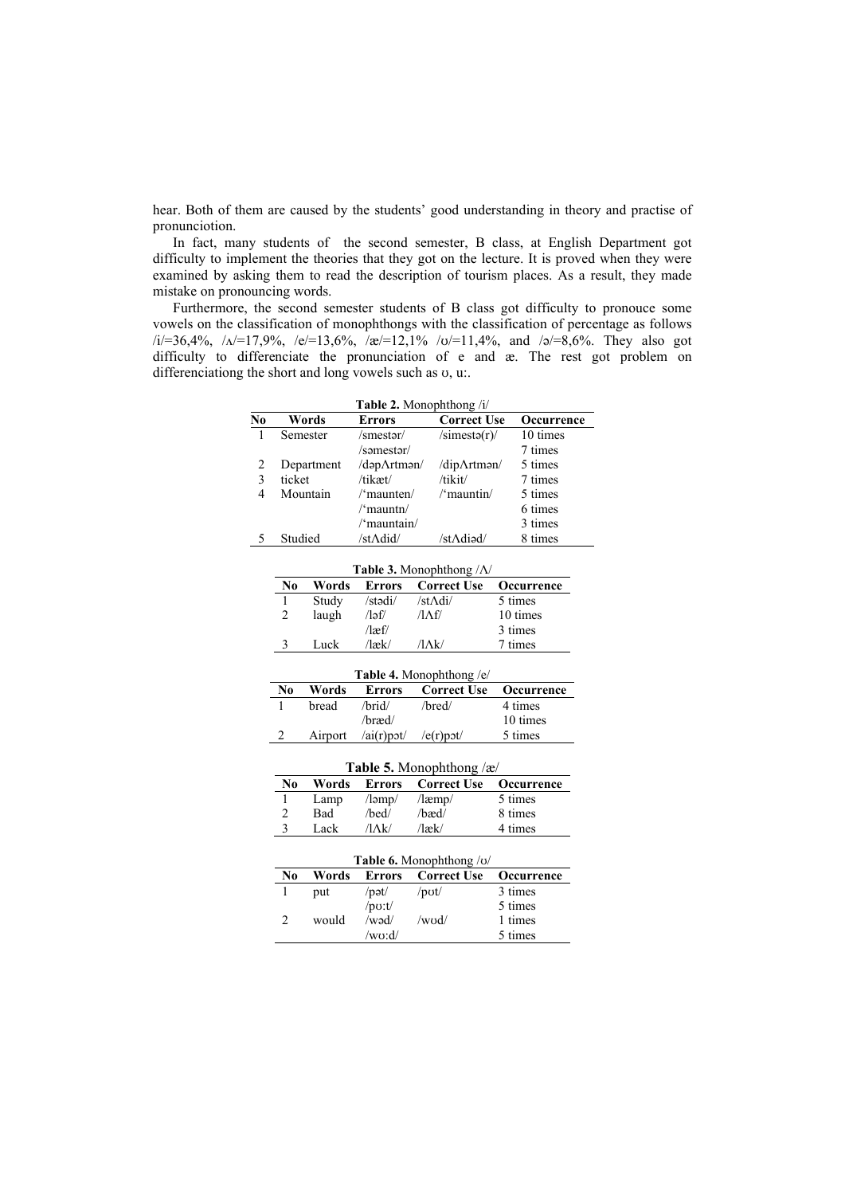hear. Both of them are caused by the students' good understanding in theory and practise of pronunciotion.

In fact, many students of the second semester, B class, at English Department got difficulty to implement the theories that they got on the lecture. It is proved when they were examined by asking them to read the description of tourism places. As a result, they made mistake on pronouncing words.

Furthermore, the second semester students of B class got difficulty to pronouce some vowels on the classification of monophthongs with the classification of percentage as follows /i/=36,4%, /ʌ/=17,9%, /e/=13,6%, /æ/=12,1% /ʊ/=11,4%, and /ə/=8,6%. They also got difficulty to differenciate the pronunciation of e and æ. The rest got problem on differenciationg the short and long vowels such as ʊ, u:.

**Table 2.** Monophthong /i/

| No | Words | Errors | Correct Use | Occurrence |
|---|---|---|---|---|
| 1 | Semester | /smestər/ | /simestə(r)/ | 10 times |
| | | /səmestər/ | | 7 times |
| 2 | Department | /dəpɅrtmən/ | /dipɅrtmən/ | 5 times |
| 3 | ticket | /tikæt/ | /tikit/ | 7 times |
| 4 | Mountain | /'maunten/ | /'mauntin/ | 5 times |
| | | /'mauntn/ | | 6 times |
| | | /'mauntain/ | | 3 times |
| 5 | Studied | /stɅdid/ | /stɅdiəd/ | 8 times |

**Table 3.** Monophthong /Ʌ/

| No | Words | Errors | Correct Use | Occurrence |
|---|---|---|---|---|
| 1 | Study | /stədi/ | /stɅdi/ | 5 times |
| 2 | laugh | /ləf/ | /lɅf/ | 10 times |
| | | /læf/ | | 3 times |
| 3 | Luck | /læk/ | /lɅk/ | 7 times |

**Table 4.** Monophthong /e/

| No | Words | Errors | Correct Use | Occurrence |
|---|---|---|---|---|
| 1 | bread | /brid/ | /bred/ | 4 times |
| | | /bræd/ | | 10 times |
| 2 | Airport | /ai(r)pɔt/ | /e(r)pɔt/ | 5 times |

**Table 5.** Monophthong /æ/

| No | Words | Errors | Correct Use | Occurrence |
|---|---|---|---|---|
| 1 | Lamp | /ləmp/ | /læmp/ | 5 times |
| 2 | Bad | /bed/ | /bæd/ | 8 times |
| 3 | Lack | /lɅk/ | /læk/ | 4 times |

**Table 6.** Monophthong /ʊ/

| No | Words | Errors | Correct Use | Occurrence |
|---|---|---|---|---|
| 1 | put | /pət/ | /pʊt/ | 3 times |
| | | /pʊ:t/ | | 5 times |
| 2 | would | /wəd/ | /wʊd/ | 1 times |
| | | /wʊ:d/ | | 5 times |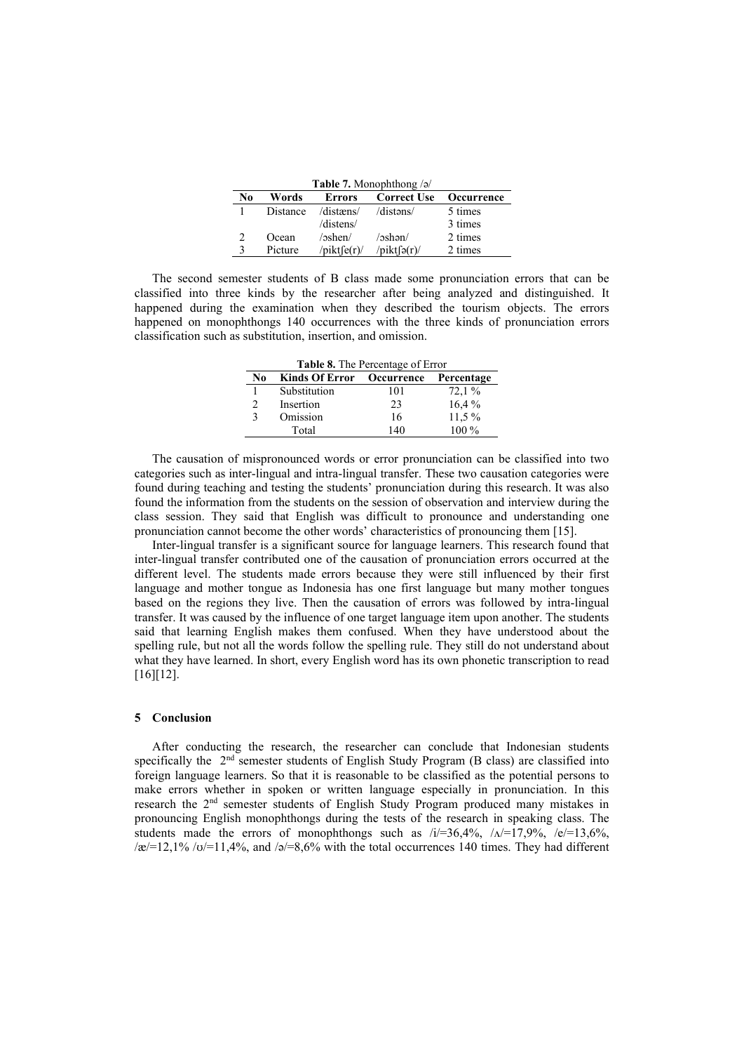**Table 7.** Monophthong /ə/

| No | Words | Errors | Correct Use | Occurrence |
|---|---|---|---|---|
| 1 | Distance | /distæns/ | /distəns/ | 5 times |
| | | /distens/ | | 3 times |
| 2 | Ocean | /ɔshen/ | /ɔshən/ | 2 times |
| 3 | Picture | /piktʃe(r)/ | /piktʃə(r)/ | 2 times |

The second semester students of B class made some pronunciation errors that can be classified into three kinds by the researcher after being analyzed and distinguished. It happened during the examination when they described the tourism objects. The errors happened on monophthongs 140 occurrences with the three kinds of pronunciation errors classification such as substitution, insertion, and omission.

**Table 8.** The Percentage of Error

| No | Kinds Of Error | Occurrence | Percentage |
|---|---|---|---|
| 1 | Substitution | 101 | 72,1 % |
| 2 | Insertion | 23 | 16,4 % |
| 3 | Omission | 16 | 11,5 % |
| | Total | 140 | 100 % |

The causation of mispronounced words or error pronunciation can be classified into two categories such as inter-lingual and intra-lingual transfer. These two causation categories were found during teaching and testing the students' pronunciation during this research. It was also found the information from the students on the session of observation and interview during the class session. They said that English was difficult to pronounce and understanding one pronunciation cannot become the other words' characteristics of pronouncing them [15].

Inter-lingual transfer is a significant source for language learners. This research found that inter-lingual transfer contributed one of the causation of pronunciation errors occurred at the different level. The students made errors because they were still influenced by their first language and mother tongue as Indonesia has one first language but many mother tongues based on the regions they live. Then the causation of errors was followed by intra-lingual transfer. It was caused by the influence of one target language item upon another. The students said that learning English makes them confused. When they have understood about the spelling rule, but not all the words follow the spelling rule. They still do not understand about what they have learned. In short, every English word has its own phonetic transcription to read [16][12].

## 5 Conclusion

After conducting the research, the researcher can conclude that Indonesian students specifically the 2nd semester students of English Study Program (B class) are classified into foreign language learners. So that it is reasonable to be classified as the potential persons to make errors whether in spoken or written language especially in pronunciation. In this research the 2nd semester students of English Study Program produced many mistakes in pronouncing English monophthongs during the tests of the research in speaking class. The students made the errors of monophthongs such as /i/=36,4%, /ʌ/=17,9%, /e/=13,6%, /æ/=12,1% /ʊ/=11,4%, and /ə/=8,6% with the total occurrences 140 times. They had different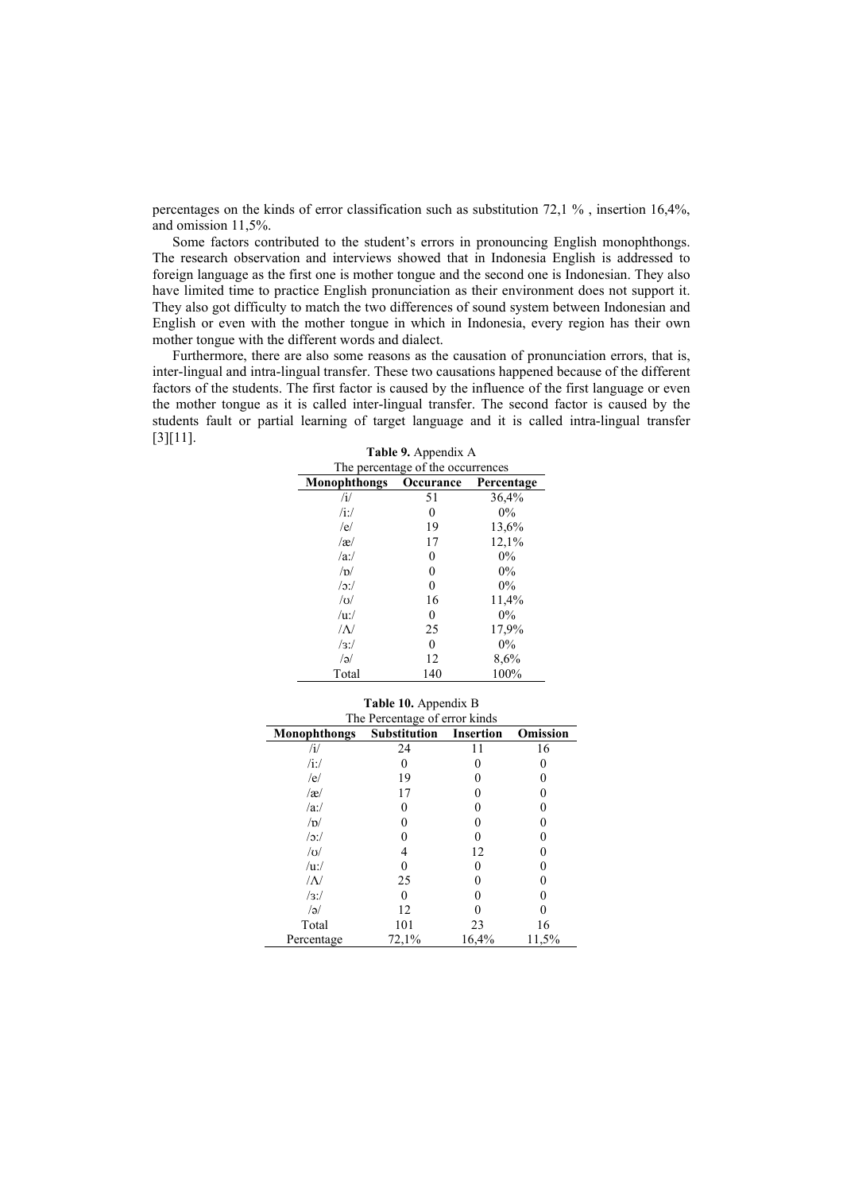percentages on the kinds of error classification such as substitution 72,1 % , insertion 16,4%, and omission 11,5%.

Some factors contributed to the student's errors in pronouncing English monophthongs. The research observation and interviews showed that in Indonesia English is addressed to foreign language as the first one is mother tongue and the second one is Indonesian. They also have limited time to practice English pronunciation as their environment does not support it. They also got difficulty to match the two differences of sound system between Indonesian and English or even with the mother tongue in which in Indonesia, every region has their own mother tongue with the different words and dialect.

Furthermore, there are also some reasons as the causation of pronunciation errors, that is, inter-lingual and intra-lingual transfer. These two causations happened because of the different factors of the students. The first factor is caused by the influence of the first language or even the mother tongue as it is called inter-lingual transfer. The second factor is caused by the students fault or partial learning of target language and it is called intra-lingual transfer [3][11].

**Table 9.** Appendix A
The percentage of the occurrences

| Monophthongs | Occurance | Percentage |
|---|---|---|
| /i/ | 51 | 36,4% |
| /iː/ | 0 | 0% |
| /e/ | 19 | 13,6% |
| /æ/ | 17 | 12,1% |
| /aː/ | 0 | 0% |
| /ɒ/ | 0 | 0% |
| /ɔː/ | 0 | 0% |
| /ʊ/ | 16 | 11,4% |
| /uː/ | 0 | 0% |
| /Λ/ | 25 | 17,9% |
| /ɜː/ | 0 | 0% |
| /ə/ | 12 | 8,6% |
| Total | 140 | 100% |

**Table 10.** Appendix B
The Percentage of error kinds

| Monophthongs | Substitution | Insertion | Omission |
|---|---|---|---|
| /i/ | 24 | 11 | 16 |
| /iː/ | 0 | 0 | 0 |
| /e/ | 19 | 0 | 0 |
| /æ/ | 17 | 0 | 0 |
| /aː/ | 0 | 0 | 0 |
| /ɒ/ | 0 | 0 | 0 |
| /ɔː/ | 0 | 0 | 0 |
| /ʊ/ | 4 | 12 | 0 |
| /uː/ | 0 | 0 | 0 |
| /Λ/ | 25 | 0 | 0 |
| /ɜː/ | 0 | 0 | 0 |
| /ə/ | 12 | 0 | 0 |
| Total | 101 | 23 | 16 |
| Percentage | 72,1% | 16,4% | 11,5% |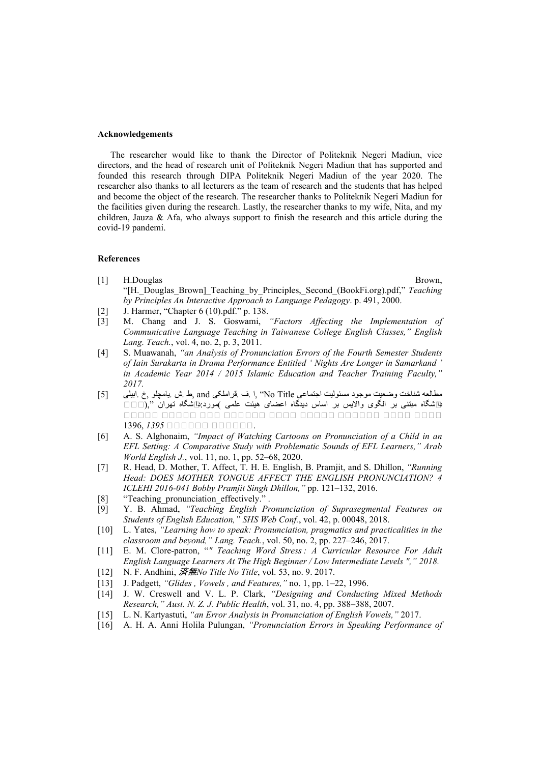**Acknowledgements**

The researcher would like to thank the Director of Politeknik Negeri Madiun, vice directors, and the head of research unit of Politeknik Negeri Madiun that has supported and founded this research through DIPA Politeknik Negeri Madiun of the year 2020. The researcher also thanks to all lecturers as the team of research and the students that has helped and become the object of the research. The researcher thanks to Politeknik Negeri Madiun for the facilities given during the research. Lastly, the researcher thanks to my wife, Nita, and my children, Jauza & Afa, who always support to finish the research and this article during the covid-19 pandemi.

**References**

[1] H.Douglas Brown, "[H._Douglas_Brown]_Teaching_by_Principles,_Second_(BookFi.org).pdf," *Teaching by Principles An Interactive Approach to Language Pedagogy*. p. 491, 2000.

[2] J. Harmer, "Chapter 6 (10).pdf." p. 138.

[3] M. Chang and J. S. Goswami, *"Factors Affecting the Implementation of Communicative Language Teaching in Taiwanese College English Classes," English Lang. Teach.*, vol. 4, no. 2, p. 3, 2011.

[4] S. Muawanah, *"an Analysis of Pronunciation Errors of the Fourth Semester Students of Iain Surakarta in Drama Performance Entitled ' Nights Are Longer in Samarkand ' in Academic Year 2014 / 2015 Islamic Education and Teacher Training Faculty," 2017.*

[5] ابیلی .خ, یامچلو .ش .ط, and قراملکی .ف .ا, "No Title مطالعه شناخت وضعیت موجود مسئولیت اجتماعی دانشگاه مبتنی بر الگوی والایس بر اساس دیدگاه اعضای هیئت علمی )مورد:دانشگاه تهران □□□)," □□□□□ □□□□□ □□□ □□□□□□ □□□□ □□□□□ □□□□□□ □□□□ □□□□ 1396, *1395* □□□□□□ □□□□□□.

[6] A. S. Alghonaim, *"Impact of Watching Cartoons on Pronunciation of a Child in an EFL Setting: A Comparative Study with Problematic Sounds of EFL Learners," Arab World English J.*, vol. 11, no. 1, pp. 52–68, 2020.

[7] R. Head, D. Mother, T. Affect, T. H. E. English, B. Pramjit, and S. Dhillon, *"Running Head: DOES MOTHER TONGUE AFFECT THE ENGLISH PRONUNCIATION? 4 ICLEHI 2016-041 Bobby Pramjit Singh Dhillon,"* pp. 121–132, 2016.

[8] "Teaching_pronunciation_effectively." .

[9] Y. B. Ahmad, *"Teaching English Pronunciation of Suprasegmental Features on Students of English Education," SHS Web Conf.*, vol. 42, p. 00048, 2018.

[10] L. Yates, *"Learning how to speak: Pronunciation, pragmatics and practicalities in the classroom and beyond," Lang. Teach.*, vol. 50, no. 2, pp. 227–246, 2017.

[11] E. M. Clore-patron, "*" Teaching Word Stress : A Curricular Resource For Adult English Language Learners At The High Beginner / Low Intermediate Levels "," 2018.*

[12] N. F. Andhini, *済無No Title No Title*, vol. 53, no. 9. 2017.

[13] J. Padgett, *"Glides , Vowels , and Features,"* no. 1, pp. 1–22, 1996.

[14] J. W. Creswell and V. L. P. Clark, *"Designing and Conducting Mixed Methods Research," Aust. N. Z. J. Public Health*, vol. 31, no. 4, pp. 388–388, 2007.

[15] L. N. Kartyastuti, *"an Error Analysis in Pronunciation of English Vowels,"* 2017.

[16] A. H. A. Anni Holila Pulungan, *"Pronunciation Errors in Speaking Performance of*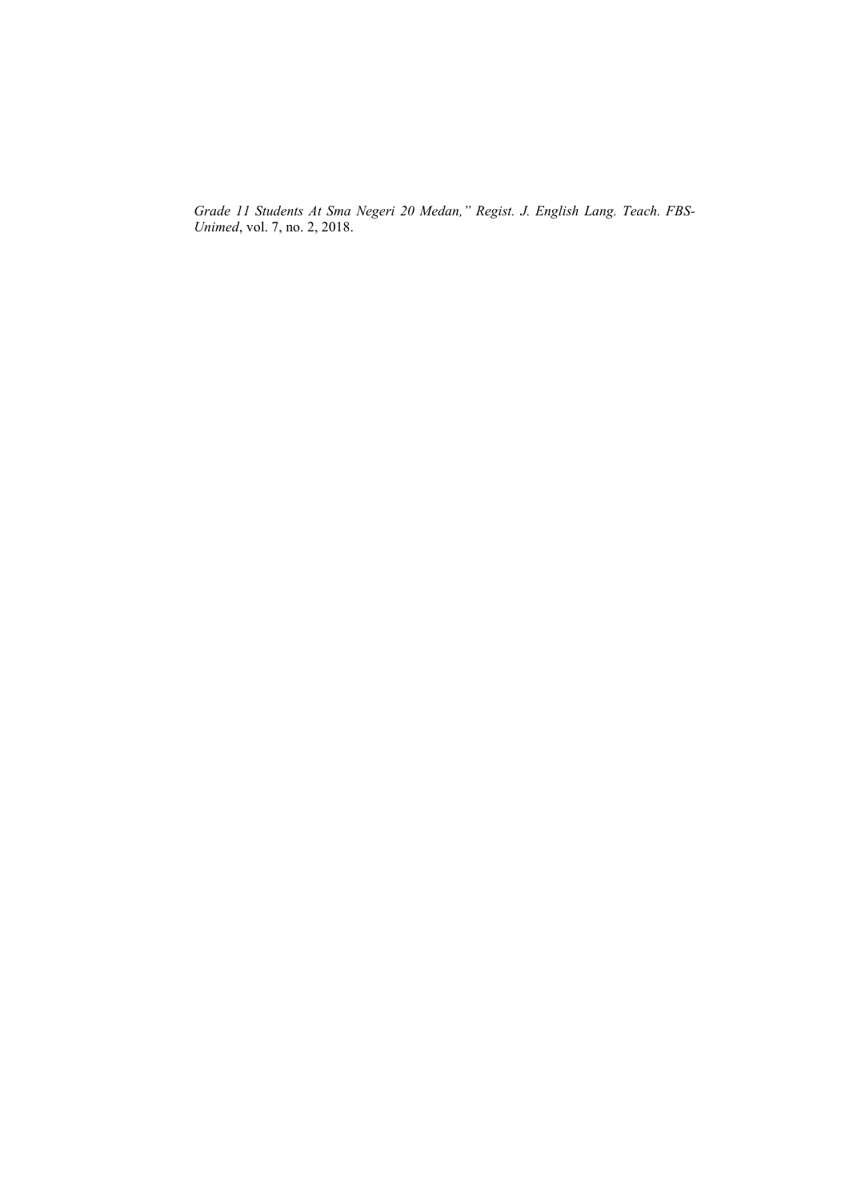*Grade 11 Students At Sma Negeri 20 Medan,” Regist. J. English Lang. Teach. FBS-Unimed*, vol. 7, no. 2, 2018.